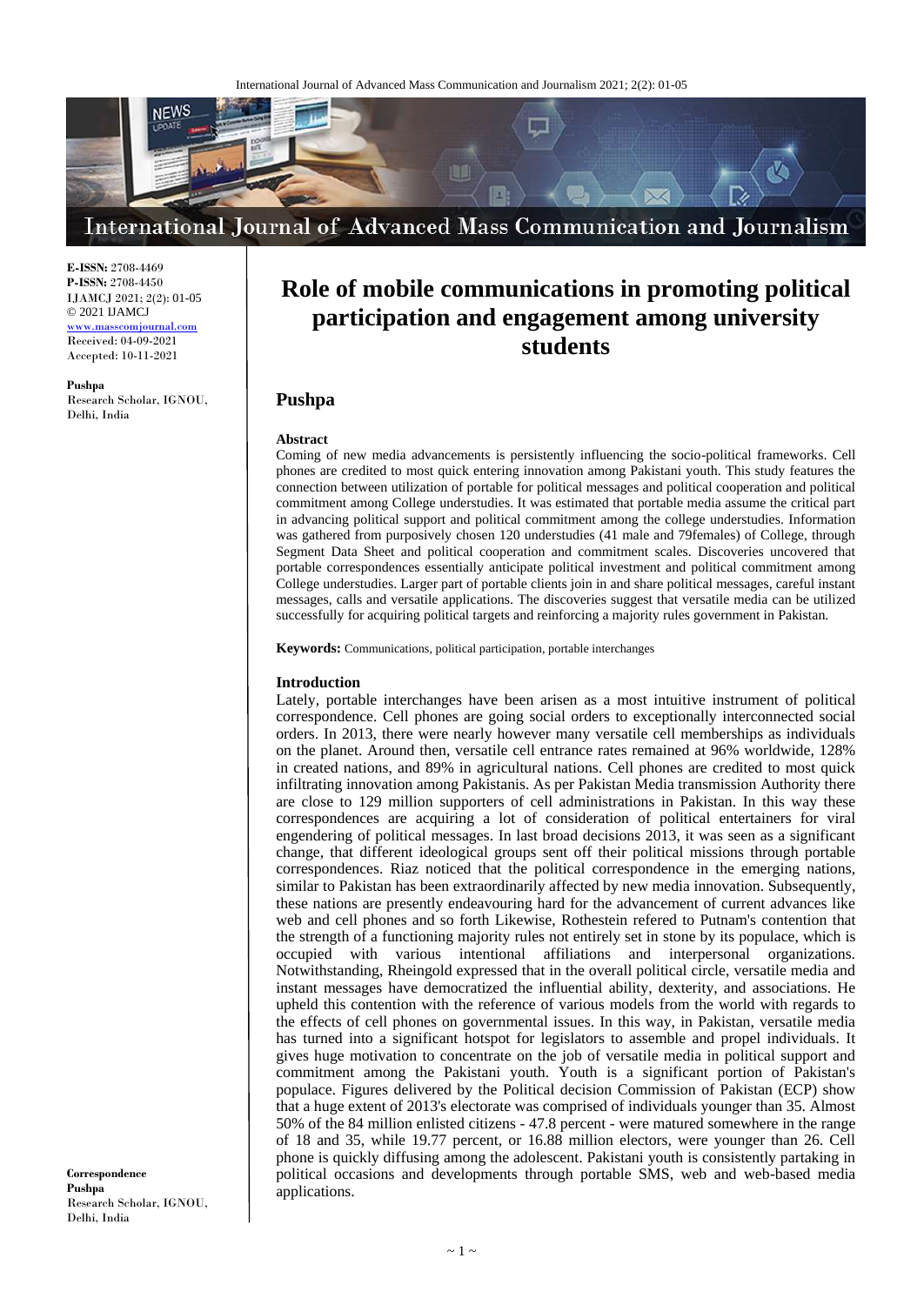**E-ISSN:** 2708-4469
**P-ISSN:** 2708-4450
IJAMCJ 2021; 2(2): 01-05
© 2021 IJAMCJ
www.masscomjournal.com
Received: 04-09-2021
Accepted: 10-11-2021

**Pushpa**
Research Scholar, IGNOU, Delhi, India

**Correspondence**
**Pushpa**
Research Scholar, IGNOU, Delhi, India

# Role of mobile communications in promoting political participation and engagement among university students

## Pushpa

### Abstract

Coming of new media advancements is persistently influencing the socio-political frameworks. Cell phones are credited to most quick entering innovation among Pakistani youth. This study features the connection between utilization of portable for political messages and political cooperation and political commitment among College understudies. It was estimated that portable media assume the critical part in advancing political support and political commitment among the college understudies. Information was gathered from purposively chosen 120 understudies (41 male and 79females) of College, through Segment Data Sheet and political cooperation and commitment scales. Discoveries uncovered that portable correspondences essentially anticipate political investment and political commitment among College understudies. Larger part of portable clients join in and share political messages, careful instant messages, calls and versatile applications. The discoveries suggest that versatile media can be utilized successfully for acquiring political targets and reinforcing a majority rules government in Pakistan.

**Keywords:** Communications, political participation, portable interchanges

### Introduction

Lately, portable interchanges have been arisen as a most intuitive instrument of political correspondence. Cell phones are going social orders to exceptionally interconnected social orders. In 2013, there were nearly however many versatile cell memberships as individuals on the planet. Around then, versatile cell entrance rates remained at 96% worldwide, 128% in created nations, and 89% in agricultural nations. Cell phones are credited to most quick infiltrating innovation among Pakistanis. As per Pakistan Media transmission Authority there are close to 129 million supporters of cell administrations in Pakistan. In this way these correspondences are acquiring a lot of consideration of political entertainers for viral engendering of political messages. In last broad decisions 2013, it was seen as a significant change, that different ideological groups sent off their political missions through portable correspondences. Riaz noticed that the political correspondence in the emerging nations, similar to Pakistan has been extraordinarily affected by new media innovation. Subsequently, these nations are presently endeavouring hard for the advancement of current advances like web and cell phones and so forth Likewise, Rothestein refered to Putnam's contention that the strength of a functioning majority rules not entirely set in stone by its populace, which is occupied with various intentional affiliations and interpersonal organizations. Notwithstanding, Rheingold expressed that in the overall political circle, versatile media and instant messages have democratized the influential ability, dexterity, and associations. He upheld this contention with the reference of various models from the world with regards to the effects of cell phones on governmental issues. In this way, in Pakistan, versatile media has turned into a significant hotspot for legislators to assemble and propel individuals. It gives huge motivation to concentrate on the job of versatile media in political support and commitment among the Pakistani youth. Youth is a significant portion of Pakistan's populace. Figures delivered by the Political decision Commission of Pakistan (ECP) show that a huge extent of 2013's electorate was comprised of individuals younger than 35. Almost 50% of the 84 million enlisted citizens - 47.8 percent - were matured somewhere in the range of 18 and 35, while 19.77 percent, or 16.88 million electors, were younger than 26. Cell phone is quickly diffusing among the adolescent. Pakistani youth is consistently partaking in political occasions and developments through portable SMS, web and web-based media applications.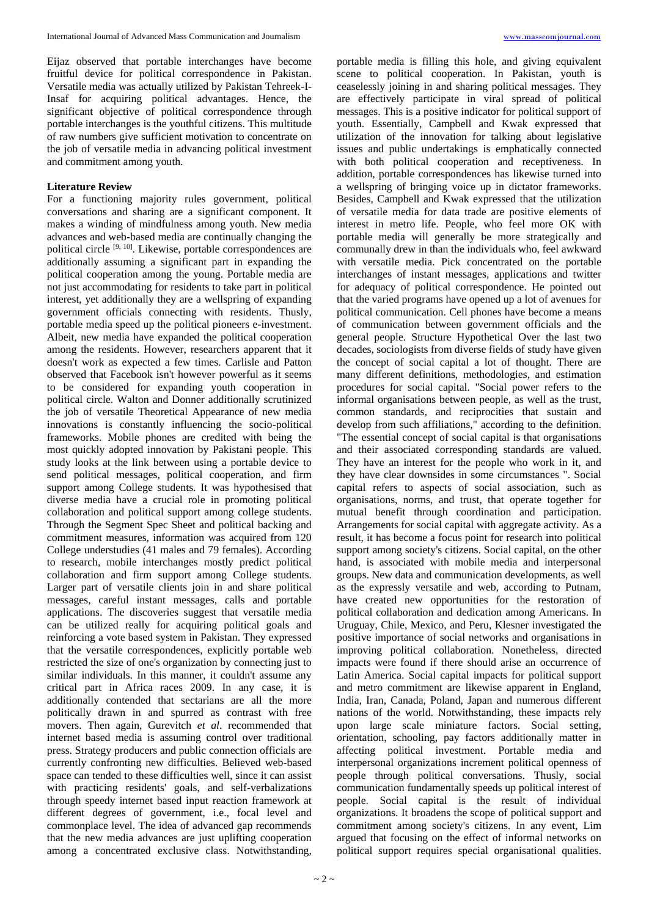Eijaz observed that portable interchanges have become fruitful device for political correspondence in Pakistan. Versatile media was actually utilized by Pakistan Tehreek-I-Insaf for acquiring political advantages. Hence, the significant objective of political correspondence through portable interchanges is the youthful citizens. This multitude of raw numbers give sufficient motivation to concentrate on the job of versatile media in advancing political investment and commitment among youth.

**Literature Review**

For a functioning majority rules government, political conversations and sharing are a significant component. It makes a winding of mindfulness among youth. New media advances and web-based media are continually changing the political circle [9, 10]. Likewise, portable correspondences are additionally assuming a significant part in expanding the political cooperation among the young. Portable media are not just accommodating for residents to take part in political interest, yet additionally they are a wellspring of expanding government officials connecting with residents. Thusly, portable media speed up the political pioneers e-investment. Albeit, new media have expanded the political cooperation among the residents. However, researchers apparent that it doesn't work as expected a few times. Carlisle and Patton observed that Facebook isn't however powerful as it seems to be considered for expanding youth cooperation in political circle. Walton and Donner additionally scrutinized the job of versatile Theoretical Appearance of new media innovations is constantly influencing the socio-political frameworks. Mobile phones are credited with being the most quickly adopted innovation by Pakistani people. This study looks at the link between using a portable device to send political messages, political cooperation, and firm support among College students. It was hypothesised that diverse media have a crucial role in promoting political collaboration and political support among college students. Through the Segment Spec Sheet and political backing and commitment measures, information was acquired from 120 College understudies (41 males and 79 females). According to research, mobile interchanges mostly predict political collaboration and firm support among College students. Larger part of versatile clients join in and share political messages, careful instant messages, calls and portable applications. The discoveries suggest that versatile media can be utilized really for acquiring political goals and reinforcing a vote based system in Pakistan. They expressed that the versatile correspondences, explicitly portable web restricted the size of one's organization by connecting just to similar individuals. In this manner, it couldn't assume any critical part in Africa races 2009. In any case, it is additionally contended that sectarians are all the more politically drawn in and spurred as contrast with free movers. Then again, Gurevitch *et al*. recommended that internet based media is assuming control over traditional press. Strategy producers and public connection officials are currently confronting new difficulties. Believed web-based space can tended to these difficulties well, since it can assist with practicing residents' goals, and self-verbalizations through speedy internet based input reaction framework at different degrees of government, i.e., focal level and commonplace level. The idea of advanced gap recommends that the new media advances are just uplifting cooperation among a concentrated exclusive class. Notwithstanding, portable media is filling this hole, and giving equivalent scene to political cooperation. In Pakistan, youth is ceaselessly joining in and sharing political messages. They are effectively participate in viral spread of political messages. This is a positive indicator for political support of youth. Essentially, Campbell and Kwak expressed that utilization of the innovation for talking about legislative issues and public undertakings is emphatically connected with both political cooperation and receptiveness. In addition, portable correspondences has likewise turned into a wellspring of bringing voice up in dictator frameworks. Besides, Campbell and Kwak expressed that the utilization of versatile media for data trade are positive elements of interest in metro life. People, who feel more OK with portable media will generally be more strategically and communally drew in than the individuals who, feel awkward with versatile media. Pick concentrated on the portable interchanges of instant messages, applications and twitter for adequacy of political correspondence. He pointed out that the varied programs have opened up a lot of avenues for political communication. Cell phones have become a means of communication between government officials and the general people. Structure Hypothetical Over the last two decades, sociologists from diverse fields of study have given the concept of social capital a lot of thought. There are many different definitions, methodologies, and estimation procedures for social capital. "Social power refers to the informal organisations between people, as well as the trust, common standards, and reciprocities that sustain and develop from such affiliations," according to the definition. "The essential concept of social capital is that organisations and their associated corresponding standards are valued. They have an interest for the people who work in it, and they have clear downsides in some circumstances ". Social capital refers to aspects of social association, such as organisations, norms, and trust, that operate together for mutual benefit through coordination and participation. Arrangements for social capital with aggregate activity. As a result, it has become a focus point for research into political support among society's citizens. Social capital, on the other hand, is associated with mobile media and interpersonal groups. New data and communication developments, as well as the expressly versatile and web, according to Putnam, have created new opportunities for the restoration of political collaboration and dedication among Americans. In Uruguay, Chile, Mexico, and Peru, Klesner investigated the positive importance of social networks and organisations in improving political collaboration. Nonetheless, directed impacts were found if there should arise an occurrence of Latin America. Social capital impacts for political support and metro commitment are likewise apparent in England, India, Iran, Canada, Poland, Japan and numerous different nations of the world. Notwithstanding, these impacts rely upon large scale miniature factors. Social setting, orientation, schooling, pay factors additionally matter in affecting political investment. Portable media and interpersonal organizations increment political openness of people through political conversations. Thusly, social communication fundamentally speeds up political interest of people. Social capital is the result of individual organizations. It broadens the scope of political support and commitment among society's citizens. In any event, Lim argued that focusing on the effect of informal networks on political support requires special organisational qualities.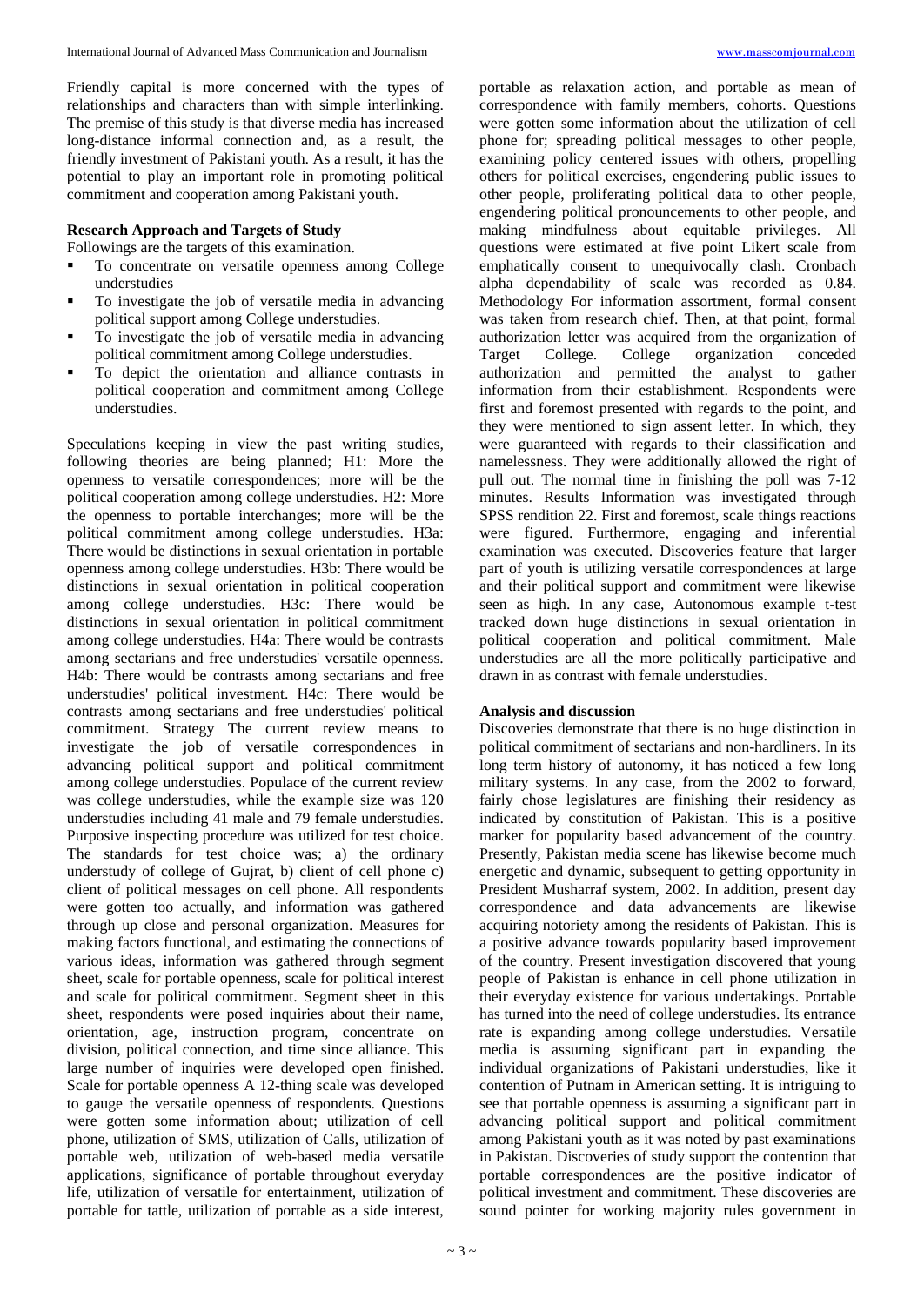Friendly capital is more concerned with the types of relationships and characters than with simple interlinking. The premise of this study is that diverse media has increased long-distance informal connection and, as a result, the friendly investment of Pakistani youth. As a result, it has the potential to play an important role in promoting political commitment and cooperation among Pakistani youth.

**Research Approach and Targets of Study**

Followings are the targets of this examination.

- To concentrate on versatile openness among College understudies
- To investigate the job of versatile media in advancing political support among College understudies.
- To investigate the job of versatile media in advancing political commitment among College understudies.
- To depict the orientation and alliance contrasts in political cooperation and commitment among College understudies.

Speculations keeping in view the past writing studies, following theories are being planned; H1: More the openness to versatile correspondences; more will be the political cooperation among college understudies. H2: More the openness to portable interchanges; more will be the political commitment among college understudies. H3a: There would be distinctions in sexual orientation in portable openness among college understudies. H3b: There would be distinctions in sexual orientation in political cooperation among college understudies. H3c: There would be distinctions in sexual orientation in political commitment among college understudies. H4a: There would be contrasts among sectarians and free understudies' versatile openness. H4b: There would be contrasts among sectarians and free understudies' political investment. H4c: There would be contrasts among sectarians and free understudies' political commitment. Strategy The current review means to investigate the job of versatile correspondences in advancing political support and political commitment among college understudies. Populace of the current review was college understudies, while the example size was 120 understudies including 41 male and 79 female understudies. Purposive inspecting procedure was utilized for test choice. The standards for test choice was; a) the ordinary understudy of college of Gujrat, b) client of cell phone c) client of political messages on cell phone. All respondents were gotten too actually, and information was gathered through up close and personal organization. Measures for making factors functional, and estimating the connections of various ideas, information was gathered through segment sheet, scale for portable openness, scale for political interest and scale for political commitment. Segment sheet in this sheet, respondents were posed inquiries about their name, orientation, age, instruction program, concentrate on division, political connection, and time since alliance. This large number of inquiries were developed open finished. Scale for portable openness A 12-thing scale was developed to gauge the versatile openness of respondents. Questions were gotten some information about; utilization of cell phone, utilization of SMS, utilization of Calls, utilization of portable web, utilization of web-based media versatile applications, significance of portable throughout everyday life, utilization of versatile for entertainment, utilization of portable for tattle, utilization of portable as a side interest, portable as relaxation action, and portable as mean of correspondence with family members, cohorts. Questions were gotten some information about the utilization of cell phone for; spreading political messages to other people, examining policy centered issues with others, propelling others for political exercises, engendering public issues to other people, proliferating political data to other people, engendering political pronouncements to other people, and making mindfulness about equitable privileges. All questions were estimated at five point Likert scale from emphatically consent to unequivocally clash. Cronbach alpha dependability of scale was recorded as 0.84. Methodology For information assortment, formal consent was taken from research chief. Then, at that point, formal authorization letter was acquired from the organization of Target College. College organization conceded authorization and permitted the analyst to gather information from their establishment. Respondents were first and foremost presented with regards to the point, and they were mentioned to sign assent letter. In which, they were guaranteed with regards to their classification and namelessness. They were additionally allowed the right of pull out. The normal time in finishing the poll was 7-12 minutes. Results Information was investigated through SPSS rendition 22. First and foremost, scale things reactions were figured. Furthermore, engaging and inferential examination was executed. Discoveries feature that larger part of youth is utilizing versatile correspondences at large and their political support and commitment were likewise seen as high. In any case, Autonomous example t-test tracked down huge distinctions in sexual orientation in political cooperation and political commitment. Male understudies are all the more politically participative and drawn in as contrast with female understudies.

**Analysis and discussion**

Discoveries demonstrate that there is no huge distinction in political commitment of sectarians and non-hardliners. In its long term history of autonomy, it has noticed a few long military systems. In any case, from the 2002 to forward, fairly chose legislatures are finishing their residency as indicated by constitution of Pakistan. This is a positive marker for popularity based advancement of the country. Presently, Pakistan media scene has likewise become much energetic and dynamic, subsequent to getting opportunity in President Musharraf system, 2002. In addition, present day correspondence and data advancements are likewise acquiring notoriety among the residents of Pakistan. This is a positive advance towards popularity based improvement of the country. Present investigation discovered that young people of Pakistan is enhance in cell phone utilization in their everyday existence for various undertakings. Portable has turned into the need of college understudies. Its entrance rate is expanding among college understudies. Versatile media is assuming significant part in expanding the individual organizations of Pakistani understudies, like it contention of Putnam in American setting. It is intriguing to see that portable openness is assuming a significant part in advancing political support and political commitment among Pakistani youth as it was noted by past examinations in Pakistan. Discoveries of study support the contention that portable correspondences are the positive indicator of political investment and commitment. These discoveries are sound pointer for working majority rules government in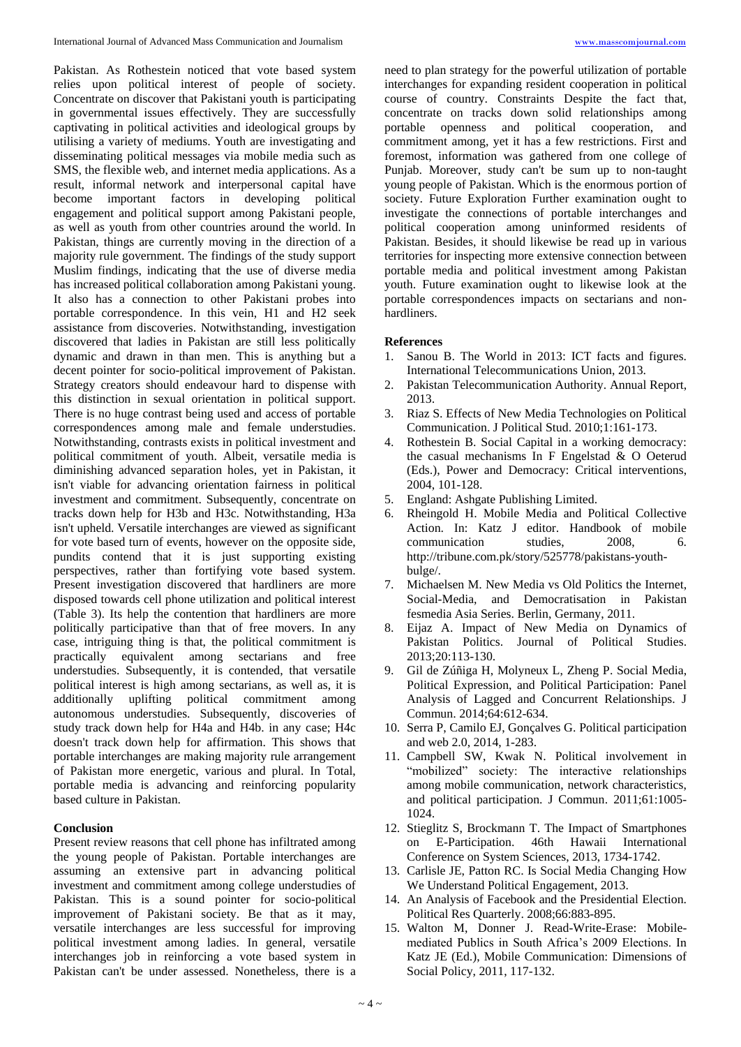Pakistan. As Rothestein noticed that vote based system relies upon political interest of people of society. Concentrate on discover that Pakistani youth is participating in governmental issues effectively. They are successfully captivating in political activities and ideological groups by utilising a variety of mediums. Youth are investigating and disseminating political messages via mobile media such as SMS, the flexible web, and internet media applications. As a result, informal network and interpersonal capital have become important factors in developing political engagement and political support among Pakistani people, as well as youth from other countries around the world. In Pakistan, things are currently moving in the direction of a majority rule government. The findings of the study support Muslim findings, indicating that the use of diverse media has increased political collaboration among Pakistani young. It also has a connection to other Pakistani probes into portable correspondence. In this vein, H1 and H2 seek assistance from discoveries. Notwithstanding, investigation discovered that ladies in Pakistan are still less politically dynamic and drawn in than men. This is anything but a decent pointer for socio-political improvement of Pakistan. Strategy creators should endeavour hard to dispense with this distinction in sexual orientation in political support. There is no huge contrast being used and access of portable correspondences among male and female understudies. Notwithstanding, contrasts exists in political investment and political commitment of youth. Albeit, versatile media is diminishing advanced separation holes, yet in Pakistan, it isn't viable for advancing orientation fairness in political investment and commitment. Subsequently, concentrate on tracks down help for H3b and H3c. Notwithstanding, H3a isn't upheld. Versatile interchanges are viewed as significant for vote based turn of events, however on the opposite side, pundits contend that it is just supporting existing perspectives, rather than fortifying vote based system. Present investigation discovered that hardliners are more disposed towards cell phone utilization and political interest (Table 3). Its help the contention that hardliners are more politically participative than that of free movers. In any case, intriguing thing is that, the political commitment is practically equivalent among sectarians and free understudies. Subsequently, it is contended, that versatile political interest is high among sectarians, as well as, it is additionally uplifting political commitment among autonomous understudies. Subsequently, discoveries of study track down help for H4a and H4b. in any case; H4c doesn't track down help for affirmation. This shows that portable interchanges are making majority rule arrangement of Pakistan more energetic, various and plural. In Total, portable media is advancing and reinforcing popularity based culture in Pakistan.

## Conclusion

Present review reasons that cell phone has infiltrated among the young people of Pakistan. Portable interchanges are assuming an extensive part in advancing political investment and commitment among college understudies of Pakistan. This is a sound pointer for socio-political improvement of Pakistani society. Be that as it may, versatile interchanges are less successful for improving political investment among ladies. In general, versatile interchanges job in reinforcing a vote based system in Pakistan can't be under assessed. Nonetheless, there is a need to plan strategy for the powerful utilization of portable interchanges for expanding resident cooperation in political course of country. Constraints Despite the fact that, concentrate on tracks down solid relationships among portable openness and political cooperation, and commitment among, yet it has a few restrictions. First and foremost, information was gathered from one college of Punjab. Moreover, study can't be sum up to non-taught young people of Pakistan. Which is the enormous portion of society. Future Exploration Further examination ought to investigate the connections of portable interchanges and political cooperation among uninformed residents of Pakistan. Besides, it should likewise be read up in various territories for inspecting more extensive connection between portable media and political investment among Pakistan youth. Future examination ought to likewise look at the portable correspondences impacts on sectarians and non-hardliners.

## References

1. Sanou B. The World in 2013: ICT facts and figures. International Telecommunications Union, 2013.
2. Pakistan Telecommunication Authority. Annual Report, 2013.
3. Riaz S. Effects of New Media Technologies on Political Communication. J Political Stud. 2010;1:161-173.
4. Rothestein B. Social Capital in a working democracy: the casual mechanisms In F Engelstad & O Oeterud (Eds.), Power and Democracy: Critical interventions, 2004, 101-128.
5. England: Ashgate Publishing Limited.
6. Rheingold H. Mobile Media and Political Collective Action. In: Katz J editor. Handbook of mobile communication studies, 2008, 6. http://tribune.com.pk/story/525778/pakistans-youth-bulge/.
7. Michaelsen M. New Media vs Old Politics the Internet, Social-Media, and Democratisation in Pakistan fesmedia Asia Series. Berlin, Germany, 2011.
8. Eijaz A. Impact of New Media on Dynamics of Pakistan Politics. Journal of Political Studies. 2013;20:113-130.
9. Gil de Zúñiga H, Molyneux L, Zheng P. Social Media, Political Expression, and Political Participation: Panel Analysis of Lagged and Concurrent Relationships. J Commun. 2014;64:612-634.
10. Serra P, Camilo EJ, Gonçalves G. Political participation and web 2.0, 2014, 1-283.
11. Campbell SW, Kwak N. Political involvement in "mobilized" society: The interactive relationships among mobile communication, network characteristics, and political participation. J Commun. 2011;61:1005-1024.
12. Stieglitz S, Brockmann T. The Impact of Smartphones on E-Participation. 46th Hawaii International Conference on System Sciences, 2013, 1734-1742.
13. Carlisle JE, Patton RC. Is Social Media Changing How We Understand Political Engagement, 2013.
14. An Analysis of Facebook and the Presidential Election. Political Res Quarterly. 2008;66:883-895.
15. Walton M, Donner J. Read-Write-Erase: Mobile-mediated Publics in South Africa's 2009 Elections. In Katz JE (Ed.), Mobile Communication: Dimensions of Social Policy, 2011, 117-132.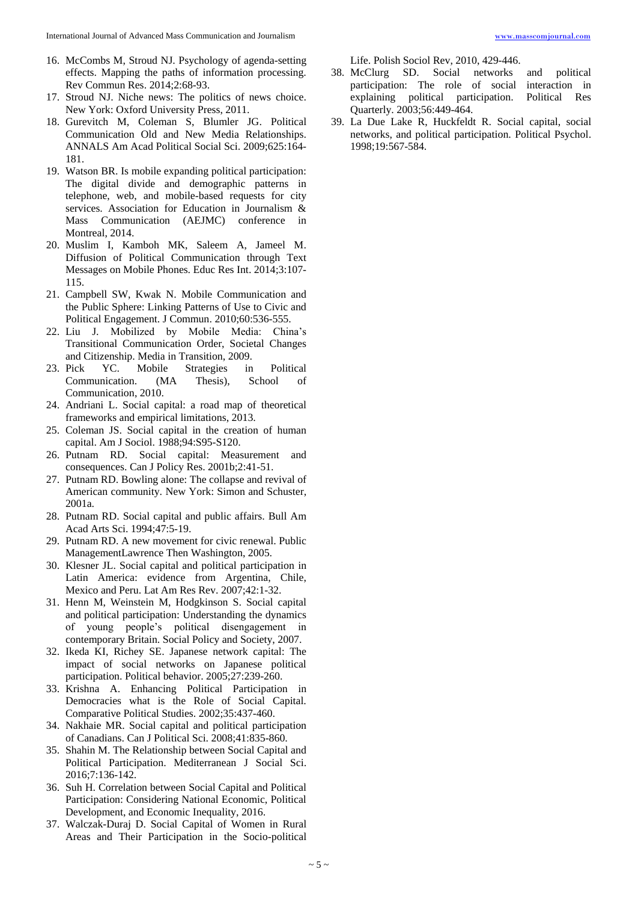16. McCombs M, Stroud NJ. Psychology of agenda-setting effects. Mapping the paths of information processing. Rev Commun Res. 2014;2:68-93.
17. Stroud NJ. Niche news: The politics of news choice. New York: Oxford University Press, 2011.
18. Gurevitch M, Coleman S, Blumler JG. Political Communication Old and New Media Relationships. ANNALS Am Acad Political Social Sci. 2009;625:164-181.
19. Watson BR. Is mobile expanding political participation: The digital divide and demographic patterns in telephone, web, and mobile-based requests for city services. Association for Education in Journalism & Mass Communication (AEJMC) conference in Montreal, 2014.
20. Muslim I, Kamboh MK, Saleem A, Jameel M. Diffusion of Political Communication through Text Messages on Mobile Phones. Educ Res Int. 2014;3:107-115.
21. Campbell SW, Kwak N. Mobile Communication and the Public Sphere: Linking Patterns of Use to Civic and Political Engagement. J Commun. 2010;60:536-555.
22. Liu J. Mobilized by Mobile Media: China's Transitional Communication Order, Societal Changes and Citizenship. Media in Transition, 2009.
23. Pick YC. Mobile Strategies in Political Communication. (MA Thesis), School of Communication, 2010.
24. Andriani L. Social capital: a road map of theoretical frameworks and empirical limitations, 2013.
25. Coleman JS. Social capital in the creation of human capital. Am J Sociol. 1988;94:S95-S120.
26. Putnam RD. Social capital: Measurement and consequences. Can J Policy Res. 2001b;2:41-51.
27. Putnam RD. Bowling alone: The collapse and revival of American community. New York: Simon and Schuster, 2001a.
28. Putnam RD. Social capital and public affairs. Bull Am Acad Arts Sci. 1994;47:5-19.
29. Putnam RD. A new movement for civic renewal. Public ManagementLawrence Then Washington, 2005.
30. Klesner JL. Social capital and political participation in Latin America: evidence from Argentina, Chile, Mexico and Peru. Lat Am Res Rev. 2007;42:1-32.
31. Henn M, Weinstein M, Hodgkinson S. Social capital and political participation: Understanding the dynamics of young people's political disengagement in contemporary Britain. Social Policy and Society, 2007.
32. Ikeda KI, Richey SE. Japanese network capital: The impact of social networks on Japanese political participation. Political behavior. 2005;27:239-260.
33. Krishna A. Enhancing Political Participation in Democracies what is the Role of Social Capital. Comparative Political Studies. 2002;35:437-460.
34. Nakhaie MR. Social capital and political participation of Canadians. Can J Political Sci. 2008;41:835-860.
35. Shahin M. The Relationship between Social Capital and Political Participation. Mediterranean J Social Sci. 2016;7:136-142.
36. Suh H. Correlation between Social Capital and Political Participation: Considering National Economic, Political Development, and Economic Inequality, 2016.
37. Walczak-Duraj D. Social Capital of Women in Rural Areas and Their Participation in the Socio-political Life. Polish Sociol Rev, 2010, 429-446.
38. McClurg SD. Social networks and political participation: The role of social interaction in explaining political participation. Political Res Quarterly. 2003;56:449-464.
39. La Due Lake R, Huckfeldt R. Social capital, social networks, and political participation. Political Psychol. 1998;19:567-584.